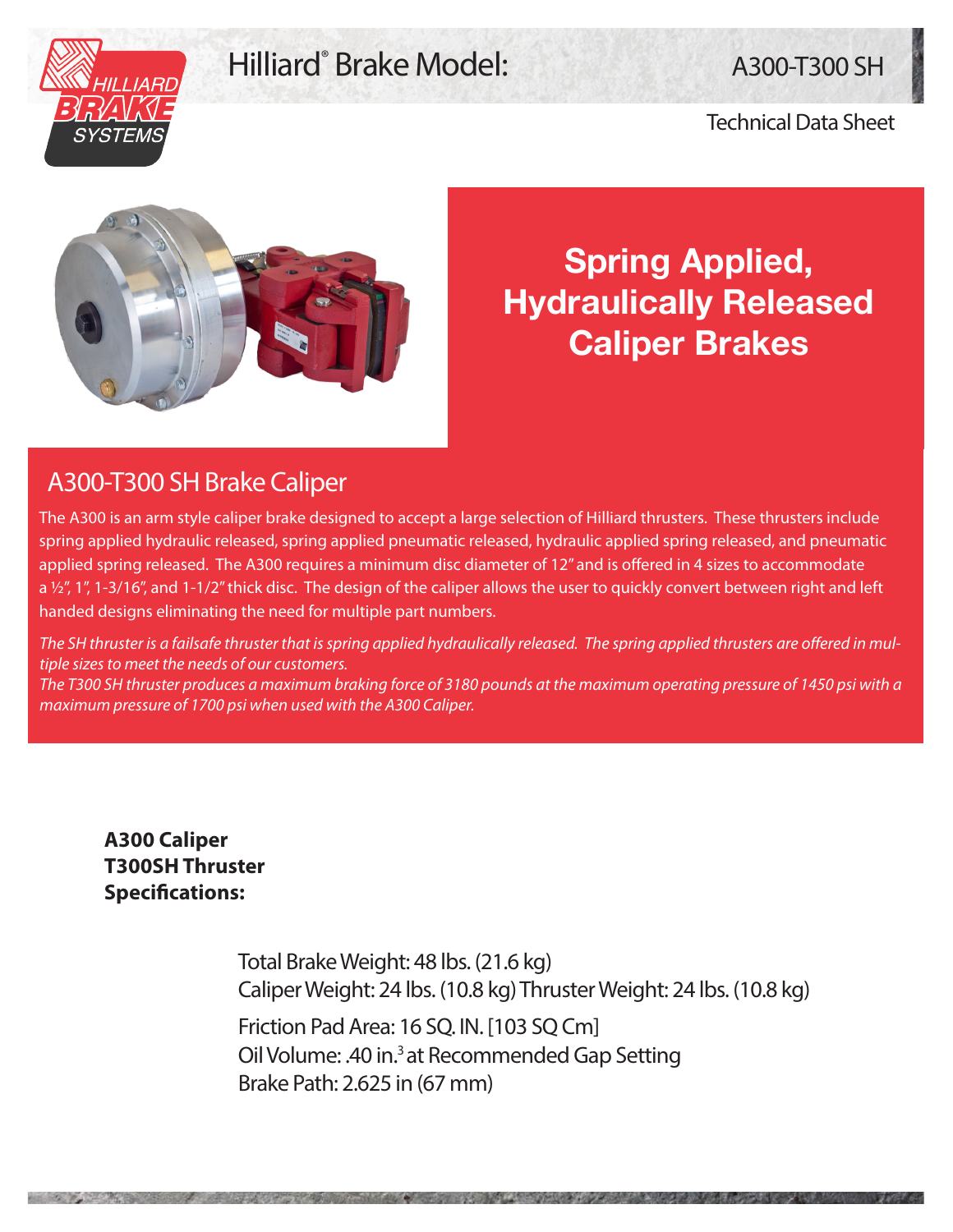# Hilliard® Brake Model: A300-T300 SH

Technical Data Sheet

## Spring Applied, Hydraulically Released Caliper Brakes

## A300-T300 SH Brake Caliper

The A300 is an arm style caliper brake designed to accept a large selection of Hilliard thrusters. These thrusters include spring applied hydraulic released, spring applied pneumatic released, hydraulic applied spring released, and pneumatic applied spring released. The A300 requires a minimum disc diameter of 12" and is offered in 4 sizes to accommodate a ½", 1", 1-3/16", and 1-1/2" thick disc. The design of the caliper allows the user to quickly convert between right and left handed designs eliminating the need for multiple part numbers.

*The SH thruster is a failsafe thruster that is spring applied hydraulically released. The spring applied thrusters are offered in multiple sizes to meet the needs of our customers.*
*The T300 SH thruster produces a maximum braking force of 3180 pounds at the maximum operating pressure of 1450 psi with a maximum pressure of 1700 psi when used with the A300 Caliper.*

**A300 Caliper**
**T300SH Thruster**
**Specifications:**

Total Brake Weight: 48 lbs. (21.6 kg)
Caliper Weight: 24 lbs. (10.8 kg) Thruster Weight: 24 lbs. (10.8 kg)

Friction Pad Area: 16 SQ. IN. [103 SQ Cm]
Oil Volume: .40 $in.^3$ at Recommended Gap Setting
Brake Path: 2.625 in (67 mm)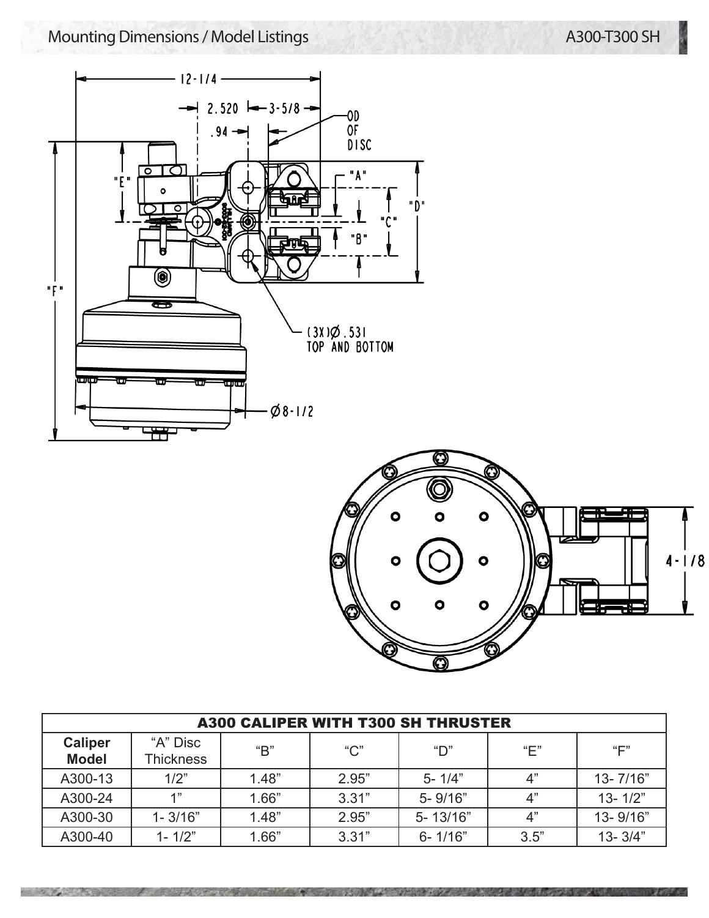# Mounting Dimensions / Model Listings

A300-T300 SH

12-1/4

2.520

3-5/8

.94

OD OF DISC

"E"

"A"

"C"

"B"

"D"

"F"

(3X)Ø.531 TOP AND BOTTOM

Ø8-1/2

4-1/8

| A300 CALIPER WITH T300 SH THRUSTER | | | | | | |
|---|---|---|---|---|---|---|
| **Caliper Model** | "A" Disc Thickness | "B" | "C" | "D" | "E" | "F" |
| A300-13 | 1/2" | 1.48" | 2.95" | 5- 1/4" | 4" | 13- 7/16" |
| A300-24 | 1" | 1.66" | 3.31" | 5- 9/16" | 4" | 13- 1/2" |
| A300-30 | 1- 3/16" | 1.48" | 2.95" | 5- 13/16" | 4" | 13- 9/16" |
| A300-40 | 1- 1/2" | 1.66" | 3.31" | 6- 1/16" | 3.5" | 13- 3/4" |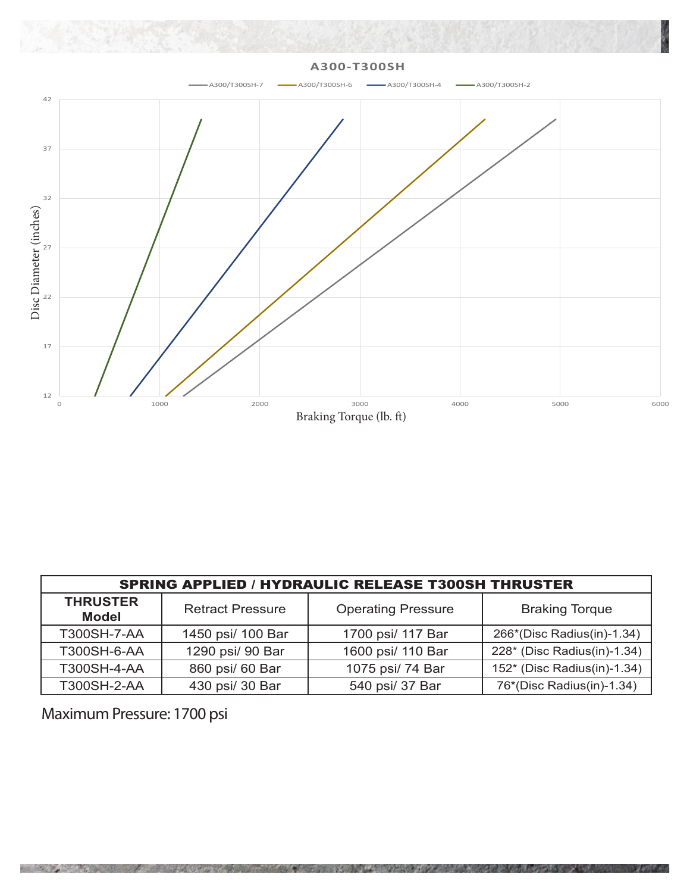A300-T300SH

A300/T300SH-7
A300/T300SH-6
A300/T300SH-4
A300/T300SH-2

Disc Diameter (inches)

42
37
32
27
22
17
12

0
1000
2000
3000
4000
5000
6000

Braking Torque (lb. ft)

| SPRING APPLIED / HYDRAULIC RELEASE T300SH THRUSTER | | | |
|---|---|---|---|
| **THRUSTER Model** | Retract Pressure | Operating Pressure | Braking Torque |
| T300SH-7-AA | 1450 psi/ 100 Bar | 1700 psi/ 117 Bar | 266*(Disc Radius(in)-1.34) |
| T300SH-6-AA | 1290 psi/ 90 Bar | 1600 psi/ 110 Bar | 228* (Disc Radius(in)-1.34) |
| T300SH-4-AA | 860 psi/ 60 Bar | 1075 psi/ 74 Bar | 152* (Disc Radius(in)-1.34) |
| T300SH-2-AA | 430 psi/ 30 Bar | 540 psi/ 37 Bar | 76*(Disc Radius(in)-1.34) |

Maximum Pressure: 1700 psi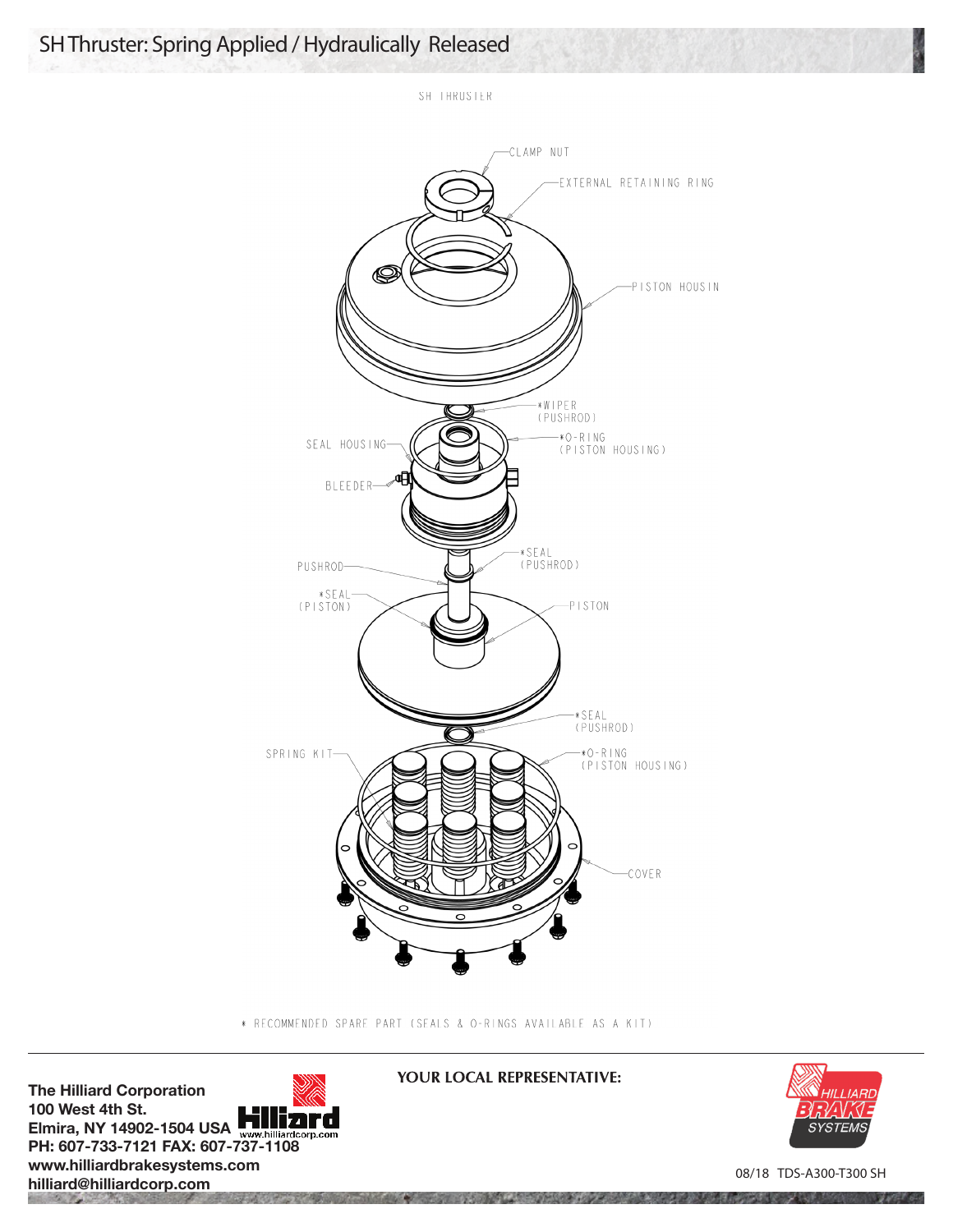# SH Thruster: Spring Applied / Hydraulically Released

SH THRUSTER

CLAMP NUT

EXTERNAL RETAINING RING

PISTON HOUSIN

*WIPER (PUSHROD)

SEAL HOUSING

*O-RING (PISTON HOUSING)

BLEEDER

PUSHROD

*SEAL (PUSHROD)

*SEAL (PISTON)

PISTON

*SEAL (PUSHROD)

SPRING KIT

*O-RING (PISTON HOUSING)

COVER

* RECOMMENDED SPARE PART (SEALS & O-RINGS AVAILABLE AS A KIT)

**The Hilliard Corporation**
**100 West 4th St.**
**Elmira, NY 14902-1504 USA**
**PH: 607-733-7121 FAX: 607-737-1108**
**www.hilliardbrakesystems.com**
**hilliard@hilliardcorp.com**

Hilliard www.hilliardcorp.com

**YOUR LOCAL REPRESENTATIVE:**

HILLIARD BRAKE SYSTEMS

08/18 TDS-A300-T300 SH